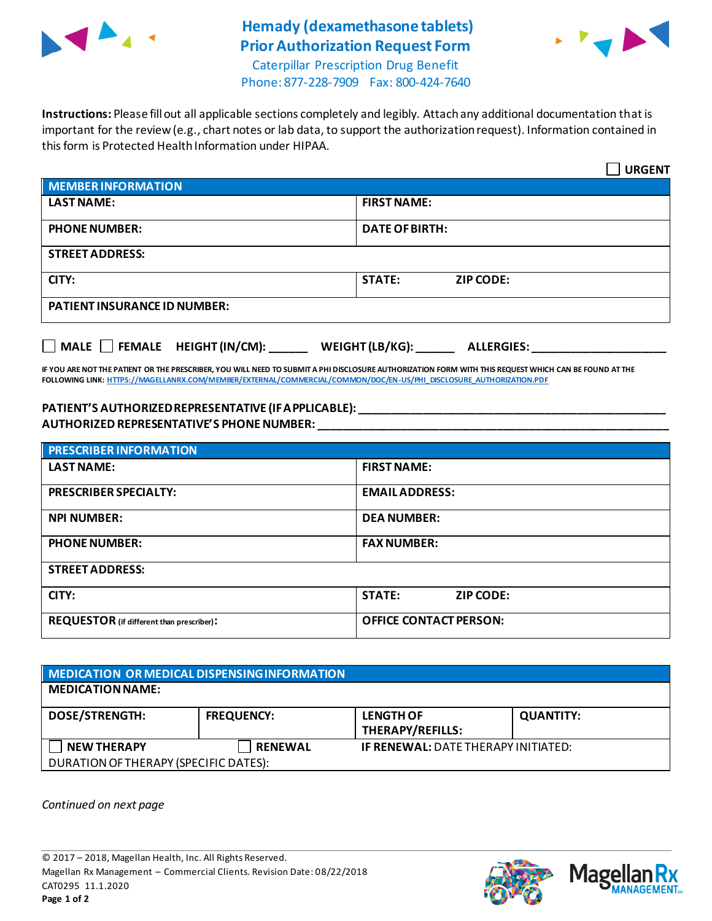# Hemady (dexamethasone tablets)
# Prior Authorization Request Form

Caterpillar Prescription Drug Benefit
Phone: 877-228-7909 Fax: 800-424-7640

**Instructions:** Please fill out all applicable sections completely and legibly. Attach any additional documentation that is important for the review (e.g., chart notes or lab data, to support the authorization request). Information contained in this form is Protected Health Information under HIPAA.

☐ **URGENT**

| **MEMBER INFORMATION** | |
|---|---|
| **LAST NAME:** | **FIRST NAME:** |
| **PHONE NUMBER:** | **DATE OF BIRTH:** |
| **STREET ADDRESS:** | |
| **CITY:** | **STATE:** **ZIP CODE:** |
| **PATIENT INSURANCE ID NUMBER:** | |

☐ **MALE** ☐ **FEMALE** **HEIGHT (IN/CM):** ______ **WEIGHT (LB/KG):** ______ **ALLERGIES:** ____________________

**IF YOU ARE NOT THE PATIENT OR THE PRESCRIBER, YOU WILL NEED TO SUBMIT A PHI DISCLOSURE AUTHORIZATION FORM WITH THIS REQUEST WHICH CAN BE FOUND AT THE FOLLOWING LINK: HTTPS://MAGELLANRX.COM/MEMBER/EXTERNAL/COMMERCIAL/COMMON/DOC/EN-US/PHI_DISCLOSURE_AUTHORIZATION.PDF**

**PATIENT'S AUTHORIZED REPRESENTATIVE (IF APPLICABLE):** ____________________________________________

**AUTHORIZED REPRESENTATIVE'S PHONE NUMBER:** ____________________________________________

| **PRESCRIBER INFORMATION** | |
|---|---|
| **LAST NAME:** | **FIRST NAME:** |
| **PRESCRIBER SPECIALTY:** | **EMAIL ADDRESS:** |
| **NPI NUMBER:** | **DEA NUMBER:** |
| **PHONE NUMBER:** | **FAX NUMBER:** |
| **STREET ADDRESS:** | |
| **CITY:** | **STATE:** **ZIP CODE:** |
| **REQUESTOR** (if different than prescriber)**:** | **OFFICE CONTACT PERSON:** |

| **MEDICATION OR MEDICAL DISPENSING INFORMATION** | | | |
|---|---|---|---|
| **MEDICATION NAME:** | | | |
| **DOSE/STRENGTH:** | **FREQUENCY:** | **LENGTH OF THERAPY/REFILLS:** | **QUANTITY:** |
| ☐ **NEW THERAPY** | ☐ **RENEWAL** | **IF RENEWAL:** DATE THERAPY INITIATED: | |
| DURATION OF THERAPY (SPECIFIC DATES): | | | |

*Continued on next page*

© 2017 – 2018, Magellan Health, Inc. All Rights Reserved.
Magellan Rx Management – Commercial Clients. Revision Date: 08/22/2018
CAT0295 11.1.2020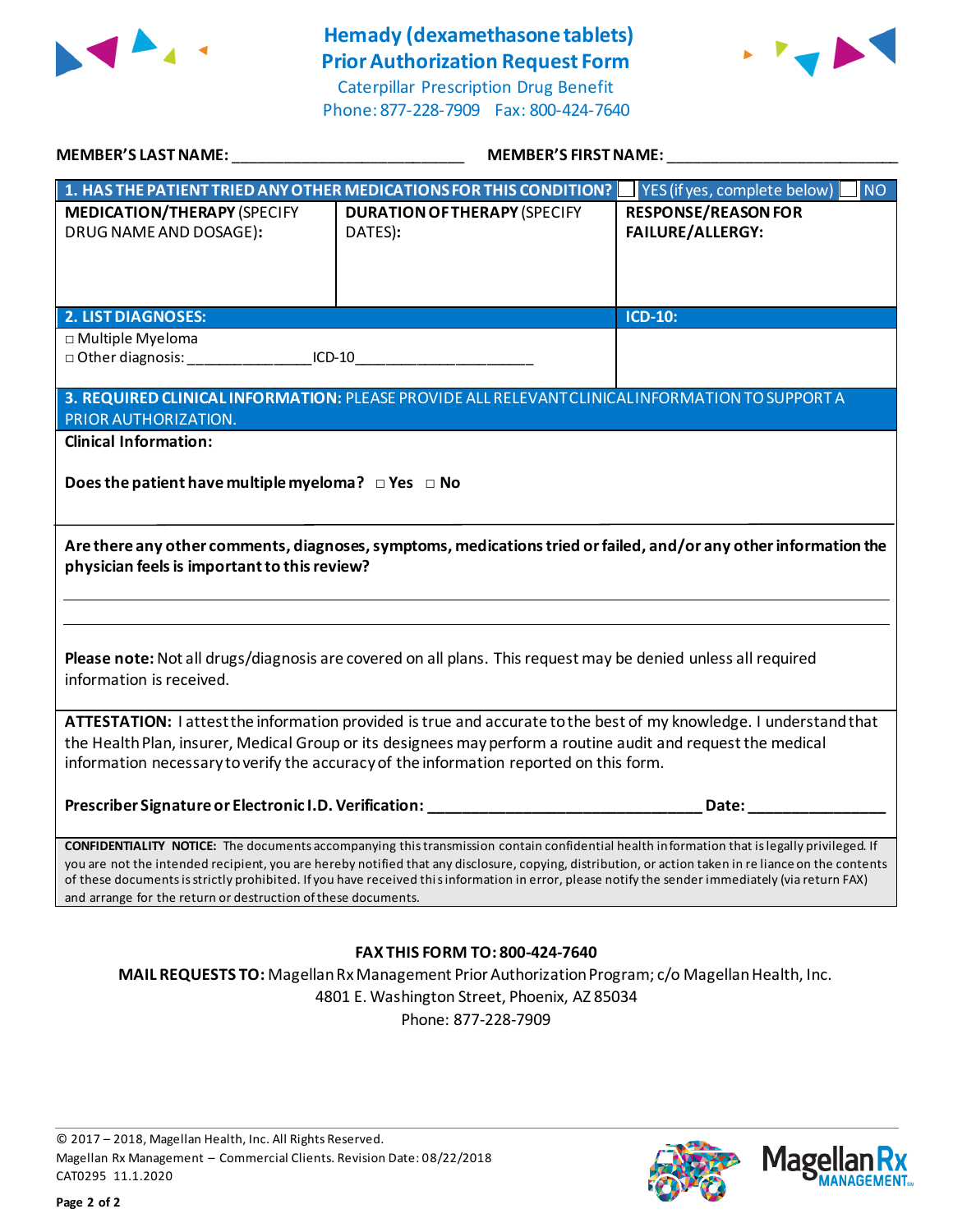# Hemady (dexamethasone tablets) Prior Authorization Request Form

Caterpillar Prescription Drug Benefit
Phone: 877-228-7909 Fax: 800-424-7640

**MEMBER'S LAST NAME:** ___________________________ **MEMBER'S FIRST NAME:** ___________________________

| **1. HAS THE PATIENT TRIED ANY OTHER MEDICATIONS FOR THIS CONDITION?** | ☐ YES (if yes, complete below) | ☐ NO |
|---|---|---|
| **MEDICATION/THERAPY** (SPECIFY DRUG NAME AND DOSAGE): | **DURATION OF THERAPY** (SPECIFY DATES): | **RESPONSE/REASON FOR FAILURE/ALLERGY:** |
| | | |

| **2. LIST DIAGNOSES:** | **ICD-10:** |
|---|---|
| □ Multiple Myeloma<br>□ Other diagnosis: _______________ICD-10______________________ | |

**3. REQUIRED CLINICAL INFORMATION:** PLEASE PROVIDE ALL RELEVANT CLINICAL INFORMATION TO SUPPORT A PRIOR AUTHORIZATION.

**Clinical Information:**

**Does the patient have multiple myeloma?** □ **Yes** □ **No**

**Are there any other comments, diagnoses, symptoms, medications tried or failed, and/or any other information the physician feels is important to this review?**

_____________________________________________________________________________

_____________________________________________________________________________

**Please note:** Not all drugs/diagnosis are covered on all plans. This request may be denied unless all required information is received.

**ATTESTATION:** I attest the information provided is true and accurate to the best of my knowledge. I understand that the Health Plan, insurer, Medical Group or its designees may perform a routine audit and request the medical information necessary to verify the accuracy of the information reported on this form.

**Prescriber Signature or Electronic I.D. Verification:** ________________________________ **Date:** ________________

**CONFIDENTIALITY NOTICE:** The documents accompanying this transmission contain confidential health information that is legally privileged. If you are not the intended recipient, you are hereby notified that any disclosure, copying, distribution, or action taken in reliance on the contents of these documents is strictly prohibited. If you have received this information in error, please notify the sender immediately (via return FAX) and arrange for the return or destruction of these documents.

**FAX THIS FORM TO: 800-424-7640**

**MAIL REQUESTS TO:** Magellan Rx Management Prior Authorization Program; c/o Magellan Health, Inc.
4801 E. Washington Street, Phoenix, AZ 85034
Phone: 877-228-7909

© 2017 – 2018, Magellan Health, Inc. All Rights Reserved.
Magellan Rx Management – Commercial Clients. Revision Date: 08/22/2018
CAT0295 11.1.2020